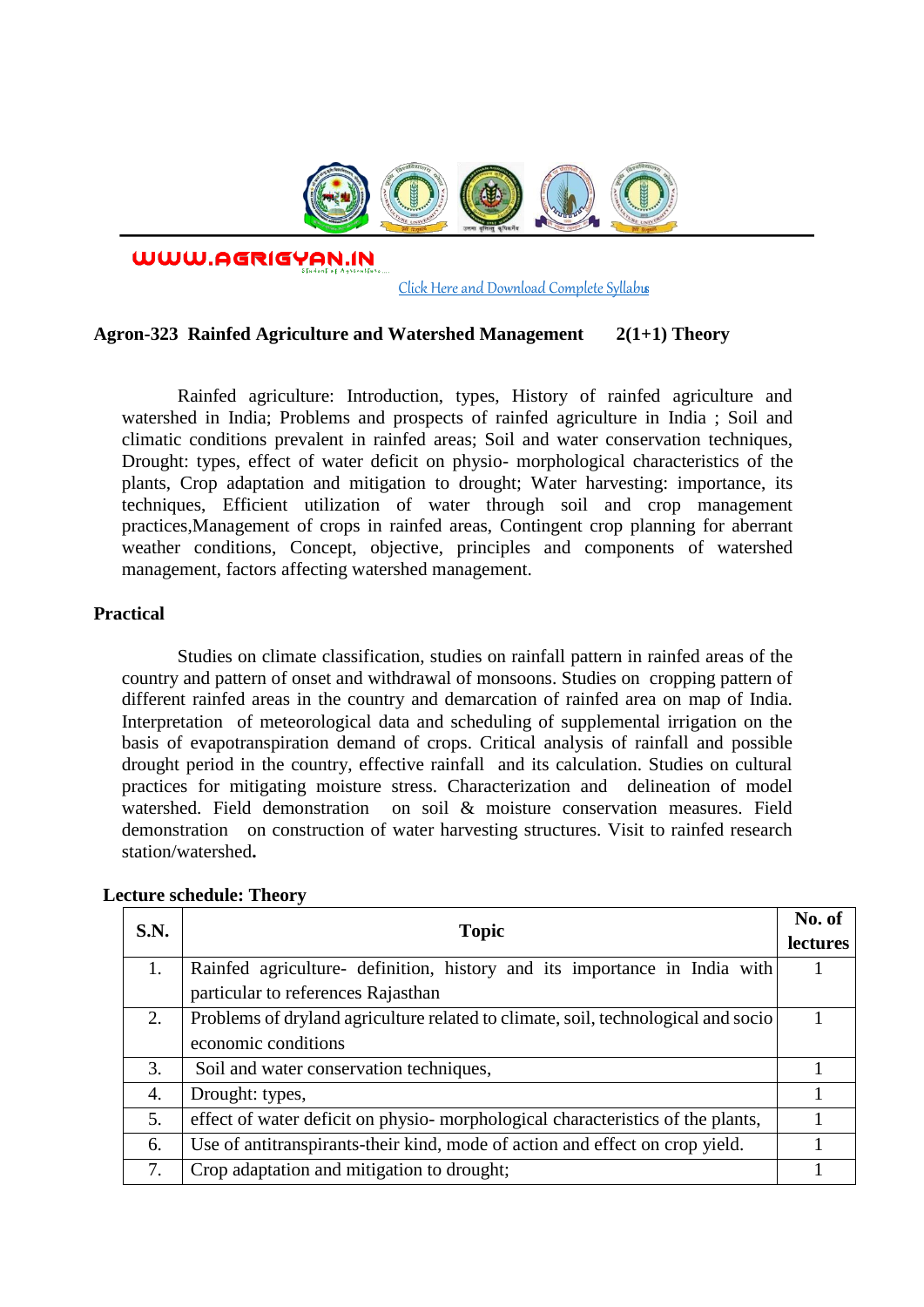WWW.AGRIGYAN.IN

[Click Here and Download Complete Syllabus]

## Agron-323 Rainfed Agriculture and Watershed Management 2(1+1) Theory

Rainfed agriculture: Introduction, types, History of rainfed agriculture and watershed in India; Problems and prospects of rainfed agriculture in India ; Soil and climatic conditions prevalent in rainfed areas; Soil and water conservation techniques, Drought: types, effect of water deficit on physio- morphological characteristics of the plants, Crop adaptation and mitigation to drought; Water harvesting: importance, its techniques, Efficient utilization of water through soil and crop management practices,Management of crops in rainfed areas, Contingent crop planning for aberrant weather conditions, Concept, objective, principles and components of watershed management, factors affecting watershed management.

### Practical

Studies on climate classification, studies on rainfall pattern in rainfed areas of the country and pattern of onset and withdrawal of monsoons. Studies on cropping pattern of different rainfed areas in the country and demarcation of rainfed area on map of India. Interpretation of meteorological data and scheduling of supplemental irrigation on the basis of evapotranspiration demand of crops. Critical analysis of rainfall and possible drought period in the country, effective rainfall and its calculation. Studies on cultural practices for mitigating moisture stress. Characterization and delineation of model watershed. Field demonstration on soil & moisture conservation measures. Field demonstration on construction of water harvesting structures. Visit to rainfed research station/watershed**.**

**Lecture schedule: Theory**

| S.N. | Topic | No. of lectures |
|---|---|---|
| 1. | Rainfed agriculture- definition, history and its importance in India with particular to references Rajasthan | 1 |
| 2. | Problems of dryland agriculture related to climate, soil, technological and socio economic conditions | 1 |
| 3. | Soil and water conservation techniques, | 1 |
| 4. | Drought: types, | 1 |
| 5. | effect of water deficit on physio- morphological characteristics of the plants, | 1 |
| 6. | Use of antitranspirants-their kind, mode of action and effect on crop yield. | 1 |
| 7. | Crop adaptation and mitigation to drought; | 1 |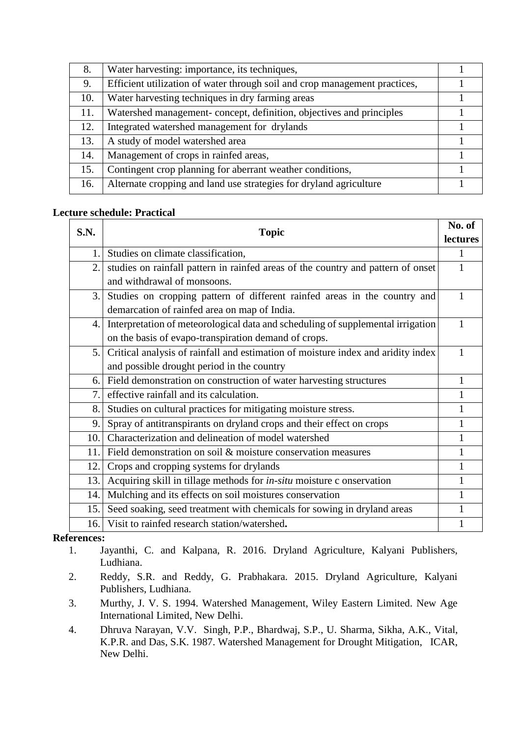| | | |
|---|---|---|
| 8. | Water harvesting: importance, its techniques, | 1 |
| 9. | Efficient utilization of water through soil and crop management practices, | 1 |
| 10. | Water harvesting techniques in dry farming areas | 1 |
| 11. | Watershed management- concept, definition, objectives and principles | 1 |
| 12. | Integrated watershed management for drylands | 1 |
| 13. | A study of model watershed area | 1 |
| 14. | Management of crops in rainfed areas, | 1 |
| 15. | Contingent crop planning for aberrant weather conditions, | 1 |
| 16. | Alternate cropping and land use strategies for dryland agriculture | 1 |

**Lecture schedule: Practical**

| S.N. | Topic | No. of lectures |
|---|---|---|
| 1. | Studies on climate classification, | 1 |
| 2. | studies on rainfall pattern in rainfed areas of the country and pattern of onset and withdrawal of monsoons. | 1 |
| 3. | Studies on cropping pattern of different rainfed areas in the country and demarcation of rainfed area on map of India. | 1 |
| 4. | Interpretation of meteorological data and scheduling of supplemental irrigation on the basis of evapo-transpiration demand of crops. | 1 |
| 5. | Critical analysis of rainfall and estimation of moisture index and aridity index and possible drought period in the country | 1 |
| 6. | Field demonstration on construction of water harvesting structures | 1 |
| 7. | effective rainfall and its calculation. | 1 |
| 8. | Studies on cultural practices for mitigating moisture stress. | 1 |
| 9. | Spray of antitranspirants on dryland crops and their effect on crops | 1 |
| 10. | Characterization and delineation of model watershed | 1 |
| 11. | Field demonstration on soil & moisture conservation measures | 1 |
| 12. | Crops and cropping systems for drylands | 1 |
| 13. | Acquiring skill in tillage methods for *in-situ* moisture c onservation | 1 |
| 14. | Mulching and its effects on soil moistures conservation | 1 |
| 15. | Seed soaking, seed treatment with chemicals for sowing in dryland areas | 1 |
| 16. | Visit to rainfed research station/watershed**.** | 1 |

**References:**

1. Jayanthi, C. and Kalpana, R. 2016. Dryland Agriculture, Kalyani Publishers, Ludhiana.
2. Reddy, S.R. and Reddy, G. Prabhakara. 2015. Dryland Agriculture, Kalyani Publishers, Ludhiana.
3. Murthy, J. V. S. 1994. Watershed Management, Wiley Eastern Limited. New Age International Limited, New Delhi.
4. Dhruva Narayan, V.V. Singh, P.P., Bhardwaj, S.P., U. Sharma, Sikha, A.K., Vital, K.P.R. and Das, S.K. 1987. Watershed Management for Drought Mitigation, ICAR, New Delhi.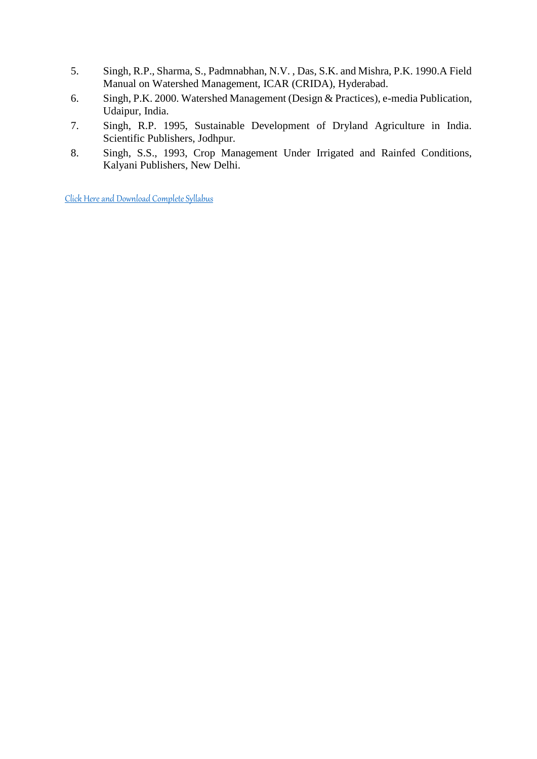5. Singh, R.P., Sharma, S., Padmnabhan, N.V. , Das, S.K. and Mishra, P.K. 1990.A Field Manual on Watershed Management, ICAR (CRIDA), Hyderabad.
6. Singh, P.K. 2000. Watershed Management (Design & Practices), e-media Publication, Udaipur, India.
7. Singh, R.P. 1995, Sustainable Development of Dryland Agriculture in India. Scientific Publishers, Jodhpur.
8. Singh, S.S., 1993, Crop Management Under Irrigated and Rainfed Conditions, Kalyani Publishers, New Delhi.

Click Here and Download Complete Syllabus